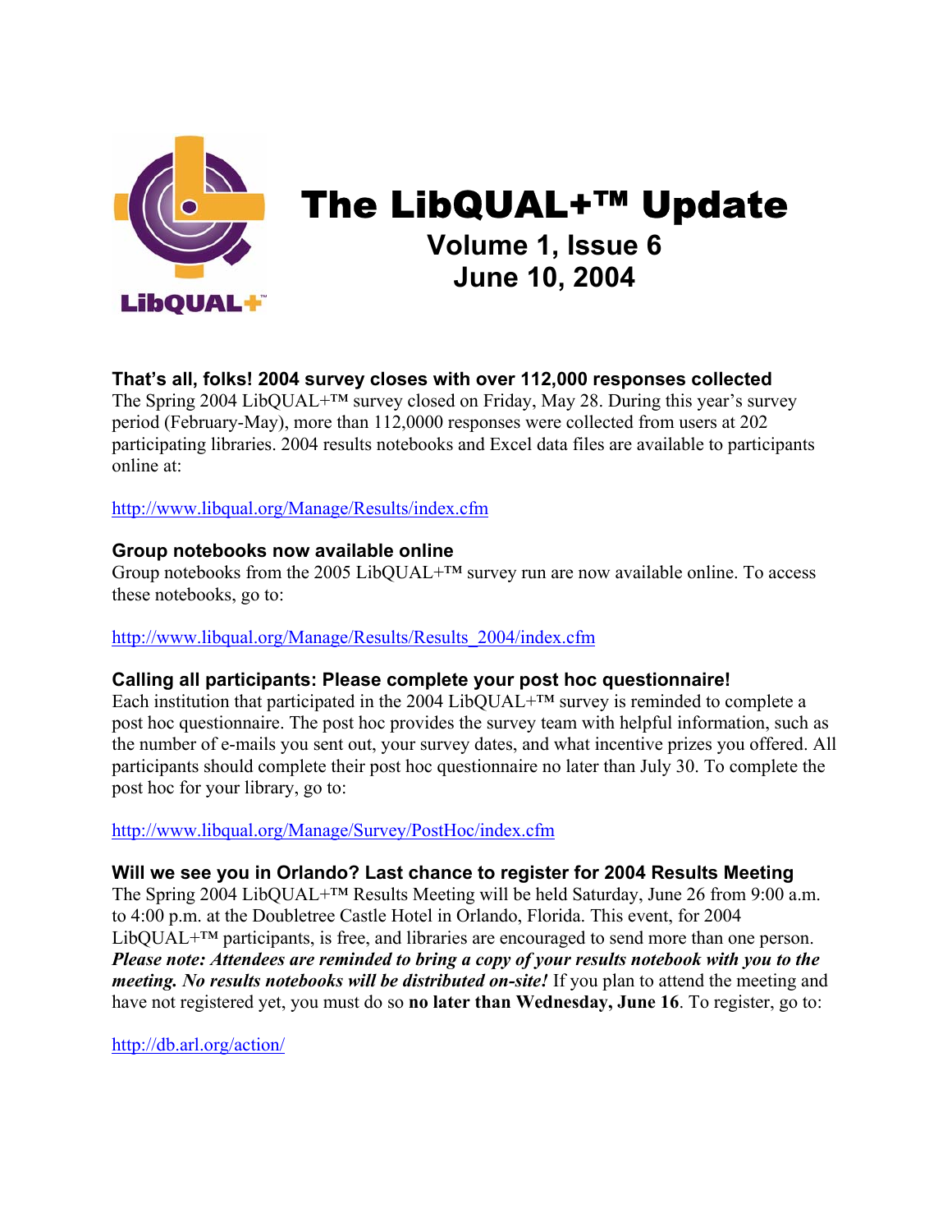# The LibQUAL+™ Update

## Volume 1, Issue 6
## June 10, 2004

### That's all, folks! 2004 survey closes with over 112,000 responses collected

The Spring 2004 LibQUAL+™ survey closed on Friday, May 28. During this year's survey period (February-May), more than 112,0000 responses were collected from users at 202 participating libraries. 2004 results notebooks and Excel data files are available to participants online at:

http://www.libqual.org/Manage/Results/index.cfm

### Group notebooks now available online

Group notebooks from the 2005 LibQUAL+™ survey run are now available online. To access these notebooks, go to:

http://www.libqual.org/Manage/Results/Results_2004/index.cfm

### Calling all participants: Please complete your post hoc questionnaire!

Each institution that participated in the 2004 LibQUAL+™ survey is reminded to complete a post hoc questionnaire. The post hoc provides the survey team with helpful information, such as the number of e-mails you sent out, your survey dates, and what incentive prizes you offered. All participants should complete their post hoc questionnaire no later than July 30. To complete the post hoc for your library, go to:

http://www.libqual.org/Manage/Survey/PostHoc/index.cfm

### Will we see you in Orlando? Last chance to register for 2004 Results Meeting

The Spring 2004 LibQUAL+™ Results Meeting will be held Saturday, June 26 from 9:00 a.m. to 4:00 p.m. at the Doubletree Castle Hotel in Orlando, Florida. This event, for 2004 LibQUAL+™ participants, is free, and libraries are encouraged to send more than one person. ***Please note: Attendees are reminded to bring a copy of your results notebook with you to the meeting. No results notebooks will be distributed on-site!*** If you plan to attend the meeting and have not registered yet, you must do so **no later than Wednesday, June 16**. To register, go to:

http://db.arl.org/action/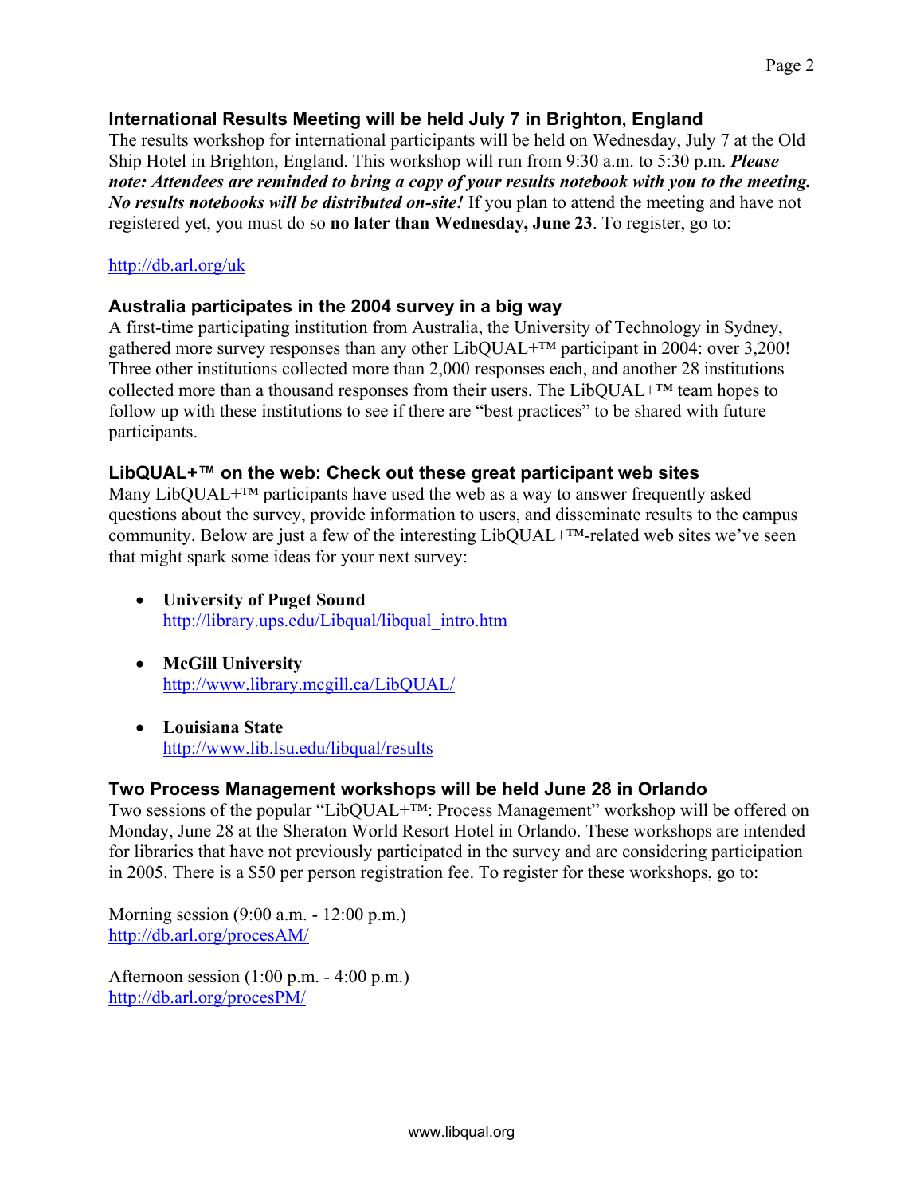### International Results Meeting will be held July 7 in Brighton, England

The results workshop for international participants will be held on Wednesday, July 7 at the Old Ship Hotel in Brighton, England. This workshop will run from 9:30 a.m. to 5:30 p.m. ***Please note: Attendees are reminded to bring a copy of your results notebook with you to the meeting. No results notebooks will be distributed on-site!*** If you plan to attend the meeting and have not registered yet, you must do so **no later than Wednesday, June 23**. To register, go to:

http://db.arl.org/uk

### Australia participates in the 2004 survey in a big way

A first-time participating institution from Australia, the University of Technology in Sydney, gathered more survey responses than any other LibQUAL+™ participant in 2004: over 3,200! Three other institutions collected more than 2,000 responses each, and another 28 institutions collected more than a thousand responses from their users. The LibQUAL+™ team hopes to follow up with these institutions to see if there are "best practices" to be shared with future participants.

### LibQUAL+™ on the web: Check out these great participant web sites

Many LibQUAL+™ participants have used the web as a way to answer frequently asked questions about the survey, provide information to users, and disseminate results to the campus community. Below are just a few of the interesting LibQUAL+™-related web sites we've seen that might spark some ideas for your next survey:

- **University of Puget Sound**
  http://library.ups.edu/Libqual/libqual_intro.htm

- **McGill University**
  http://www.library.mcgill.ca/LibQUAL/

- **Louisiana State**
  http://www.lib.lsu.edu/libqual/results

### Two Process Management workshops will be held June 28 in Orlando

Two sessions of the popular "LibQUAL+™: Process Management" workshop will be offered on Monday, June 28 at the Sheraton World Resort Hotel in Orlando. These workshops are intended for libraries that have not previously participated in the survey and are considering participation in 2005. There is a $50 per person registration fee. To register for these workshops, go to:

Morning session (9:00 a.m. - 12:00 p.m.)
http://db.arl.org/procesAM/

Afternoon session (1:00 p.m. - 4:00 p.m.)
http://db.arl.org/procesPM/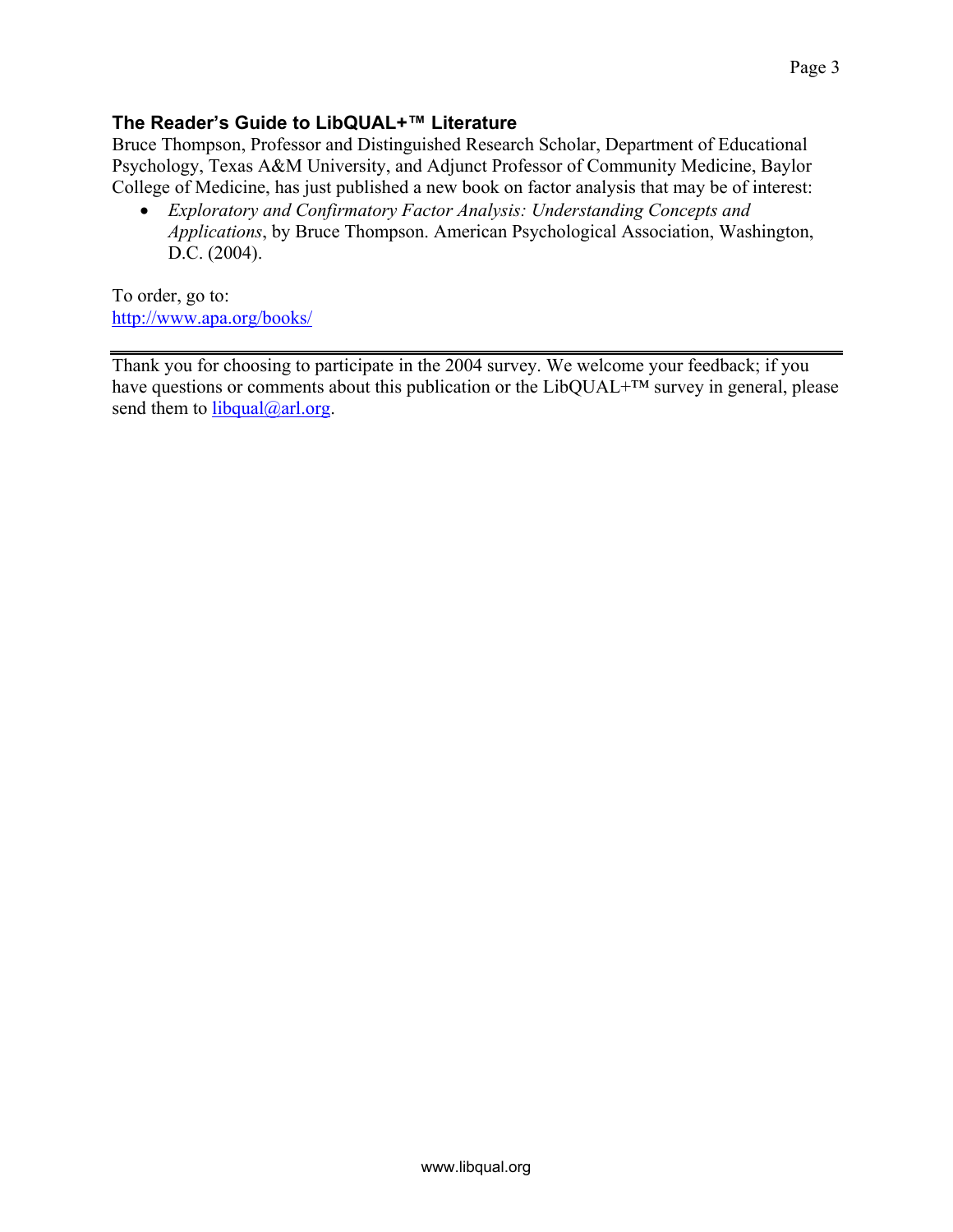### The Reader's Guide to LibQUAL+™ Literature

Bruce Thompson, Professor and Distinguished Research Scholar, Department of Educational Psychology, Texas A&M University, and Adjunct Professor of Community Medicine, Baylor College of Medicine, has just published a new book on factor analysis that may be of interest:

- *Exploratory and Confirmatory Factor Analysis: Understanding Concepts and Applications*, by Bruce Thompson. American Psychological Association, Washington, D.C. (2004).

To order, go to:
http://www.apa.org/books/

---

Thank you for choosing to participate in the 2004 survey. We welcome your feedback; if you have questions or comments about this publication or the LibQUAL+™ survey in general, please send them to libqual@arl.org.